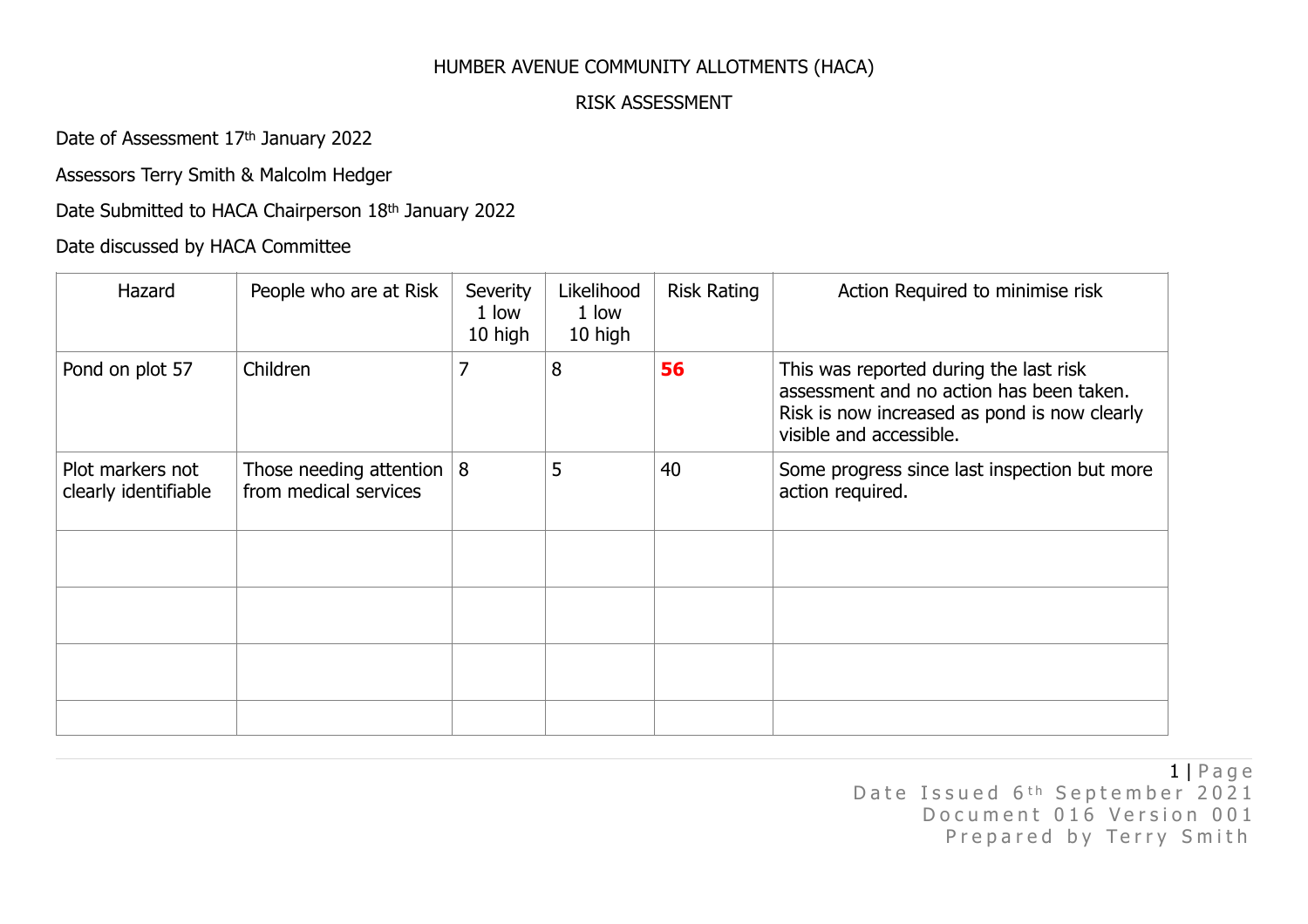# HUMBER AVENUE COMMUNITY ALLOTMENTS (HACA)

## RISK ASSESSMENT

Date of Assessment 17th January 2022

Assessors Terry Smith & Malcolm Hedger

Date Submitted to HACA Chairperson 18th January 2022

Date discussed by HACA Committee

| Hazard | People who are at Risk | Severity 1 low 10 high | Likelihood 1 low 10 high | Risk Rating | Action Required to minimise risk |
|---|---|---|---|---|---|
| Pond on plot 57 | Children | 7 | 8 | **56** | This was reported during the last risk assessment and no action has been taken. Risk is now increased as pond is now clearly visible and accessible. |
| Plot markers not clearly identifiable | Those needing attention from medical services | 8 | 5 | 40 | Some progress since last inspection but more action required. |
| | | | | | |
| | | | | | |
| | | | | | |
| | | | | | |

Date Issued 6th September 2021
Document 016 Version 001
Prepared by Terry Smith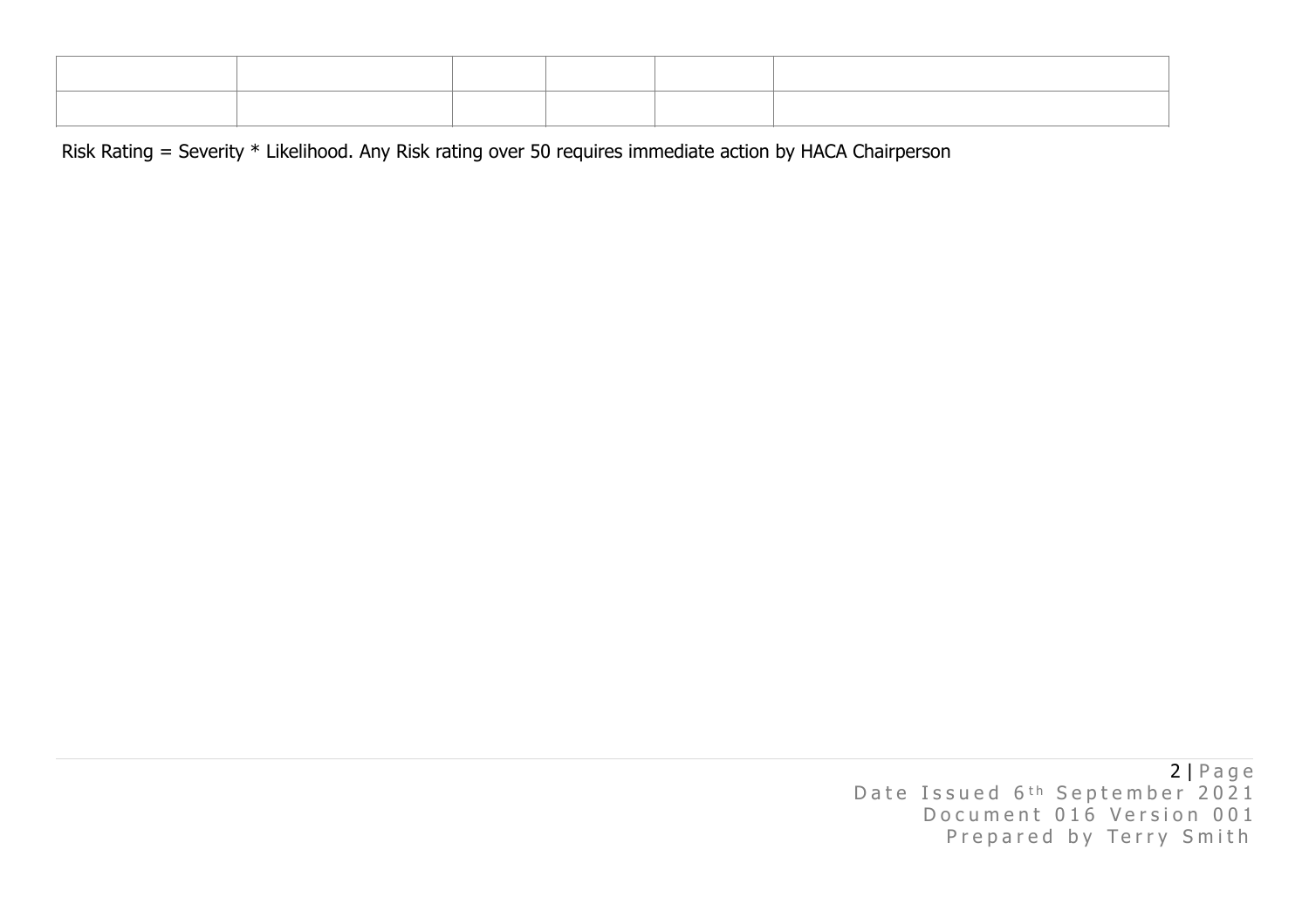| | | | | | |
|---|---|---|---|---|---|
| | | | | | |
| | | | | | |

Risk Rating = Severity * Likelihood. Any Risk rating over 50 requires immediate action by HACA Chairperson